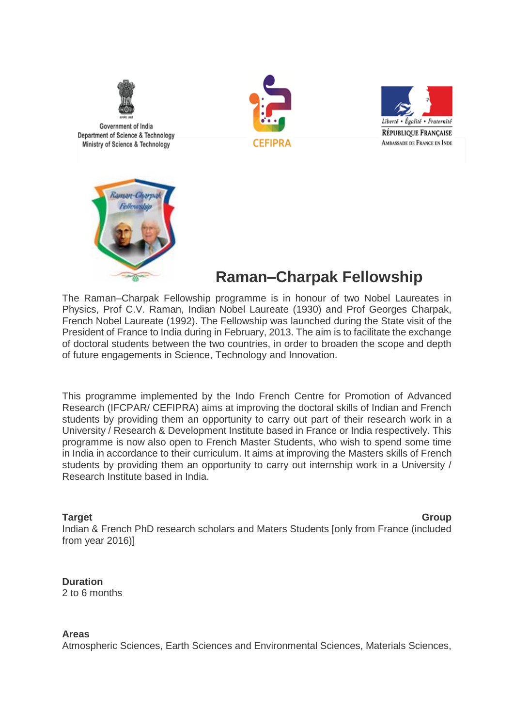Government of India
Department of Science & Technology
Ministry of Science & Technology

CEFIPRA

Liberté • Égalité • Fraternité
RÉPUBLIQUE FRANÇAISE
AMBASSADE DE FRANCE EN INDE

# Raman–Charpak Fellowship

The Raman–Charpak Fellowship programme is in honour of two Nobel Laureates in Physics, Prof C.V. Raman, Indian Nobel Laureate (1930) and Prof Georges Charpak, French Nobel Laureate (1992). The Fellowship was launched during the State visit of the President of France to India during in February, 2013. The aim is to facilitate the exchange of doctoral students between the two countries, in order to broaden the scope and depth of future engagements in Science, Technology and Innovation.

This programme implemented by the Indo French Centre for Promotion of Advanced Research (IFCPAR/ CEFIPRA) aims at improving the doctoral skills of Indian and French students by providing them an opportunity to carry out part of their research work in a University / Research & Development Institute based in France or India respectively. This programme is now also open to French Master Students, who wish to spend some time in India in accordance to their curriculum. It aims at improving the Masters skills of French students by providing them an opportunity to carry out internship work in a University / Research Institute based in India.

**Target Group**
Indian & French PhD research scholars and Maters Students [only from France (included from year 2016)]

**Duration**
2 to 6 months

**Areas**
Atmospheric Sciences, Earth Sciences and Environmental Sciences, Materials Sciences,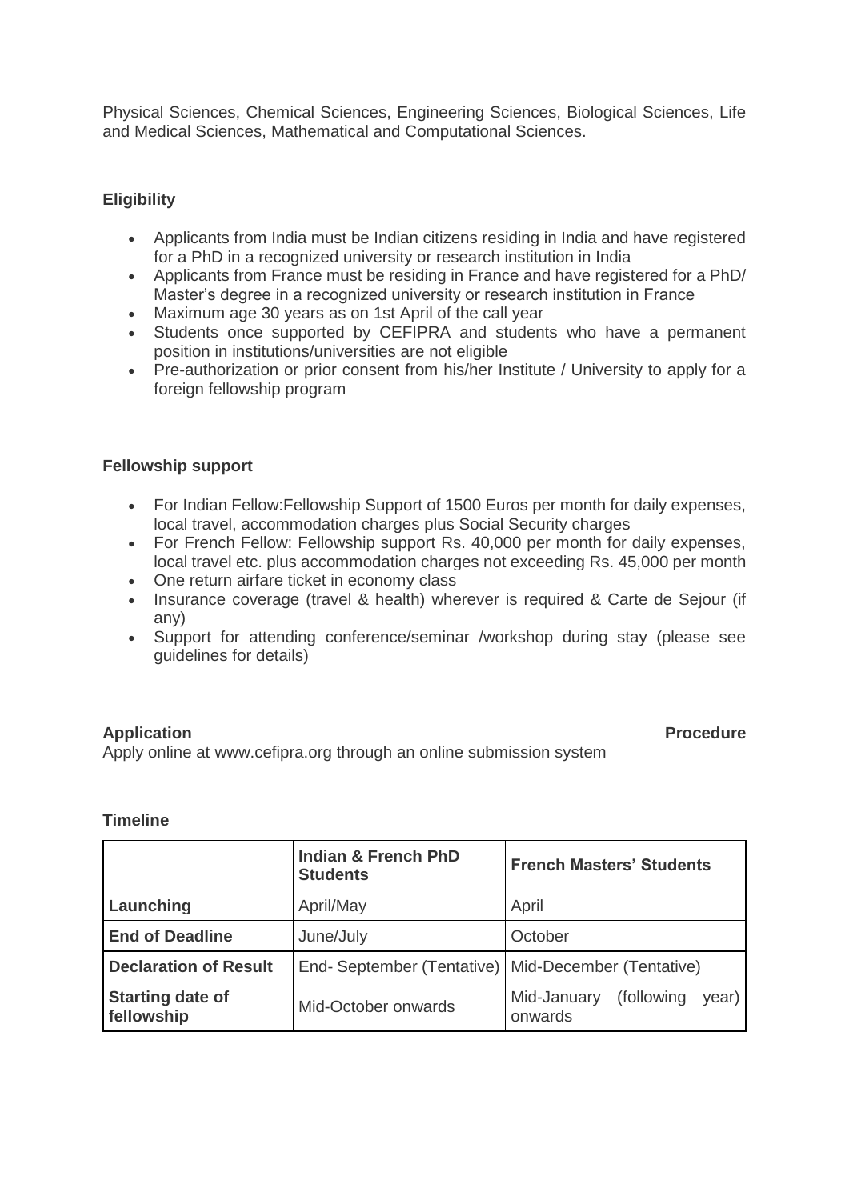Physical Sciences, Chemical Sciences, Engineering Sciences, Biological Sciences, Life and Medical Sciences, Mathematical and Computational Sciences.

**Eligibility**

- Applicants from India must be Indian citizens residing in India and have registered for a PhD in a recognized university or research institution in India
- Applicants from France must be residing in France and have registered for a PhD/ Master's degree in a recognized university or research institution in France
- Maximum age 30 years as on 1st April of the call year
- Students once supported by CEFIPRA and students who have a permanent position in institutions/universities are not eligible
- Pre-authorization or prior consent from his/her Institute / University to apply for a foreign fellowship program

**Fellowship support**

- For Indian Fellow:Fellowship Support of 1500 Euros per month for daily expenses, local travel, accommodation charges plus Social Security charges
- For French Fellow: Fellowship support Rs. 40,000 per month for daily expenses, local travel etc. plus accommodation charges not exceeding Rs. 45,000 per month
- One return airfare ticket in economy class
- Insurance coverage (travel & health) wherever is required & Carte de Sejour (if any)
- Support for attending conference/seminar /workshop during stay (please see guidelines for details)

**Application Procedure**

Apply online at www.cefipra.org through an online submission system

**Timeline**

| | Indian & French PhD Students | French Masters' Students |
|---|---|---|
| **Launching** | April/May | April |
| **End of Deadline** | June/July | October |
| **Declaration of Result** | End- September (Tentative) | Mid-December (Tentative) |
| **Starting date of fellowship** | Mid-October onwards | Mid-January (following year) onwards |